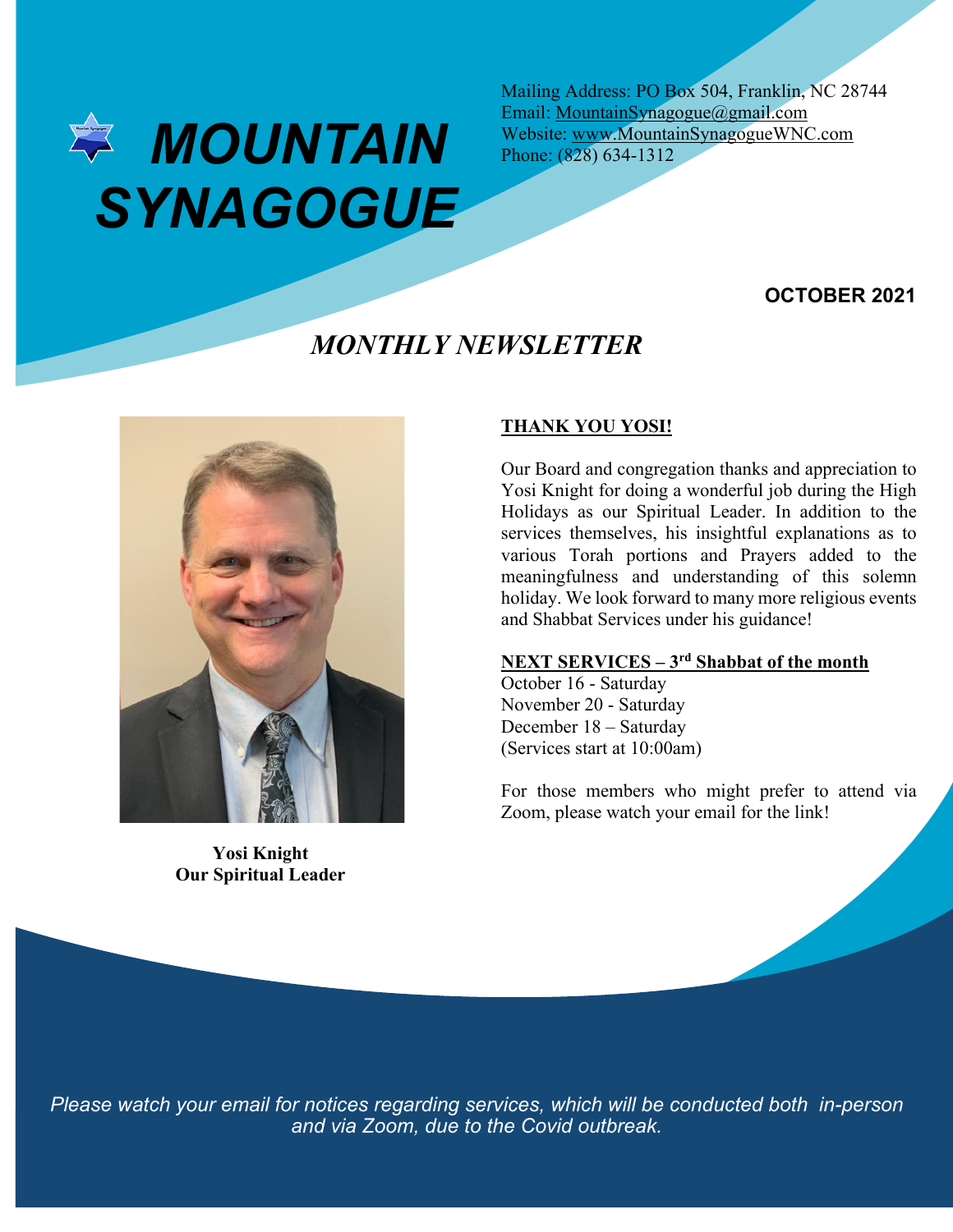# MOUNTAIN SYNAGOGUE

Mailing Address: PO Box 504, Franklin, NC 28744
Email: MountainSynagogue@gmail.com
Website: www.MountainSynagogueWNC.com
Phone: (828) 634-1312

**OCTOBER 2021**

## *MONTHLY NEWSLETTER*

**Yosi Knight**
**Our Spiritual Leader**

### THANK YOU YOSI!

Our Board and congregation thanks and appreciation to Yosi Knight for doing a wonderful job during the High Holidays as our Spiritual Leader. In addition to the services themselves, his insightful explanations as to various Torah portions and Prayers added to the meaningfulness and understanding of this solemn holiday. We look forward to many more religious events and Shabbat Services under his guidance!

### NEXT SERVICES – 3rd Shabbat of the month

October 16 - Saturday
November 20 - Saturday
December 18 – Saturday
(Services start at 10:00am)

For those members who might prefer to attend via Zoom, please watch your email for the link!

*Please watch your email for notices regarding services, which will be conducted both in-person and via Zoom, due to the Covid outbreak.*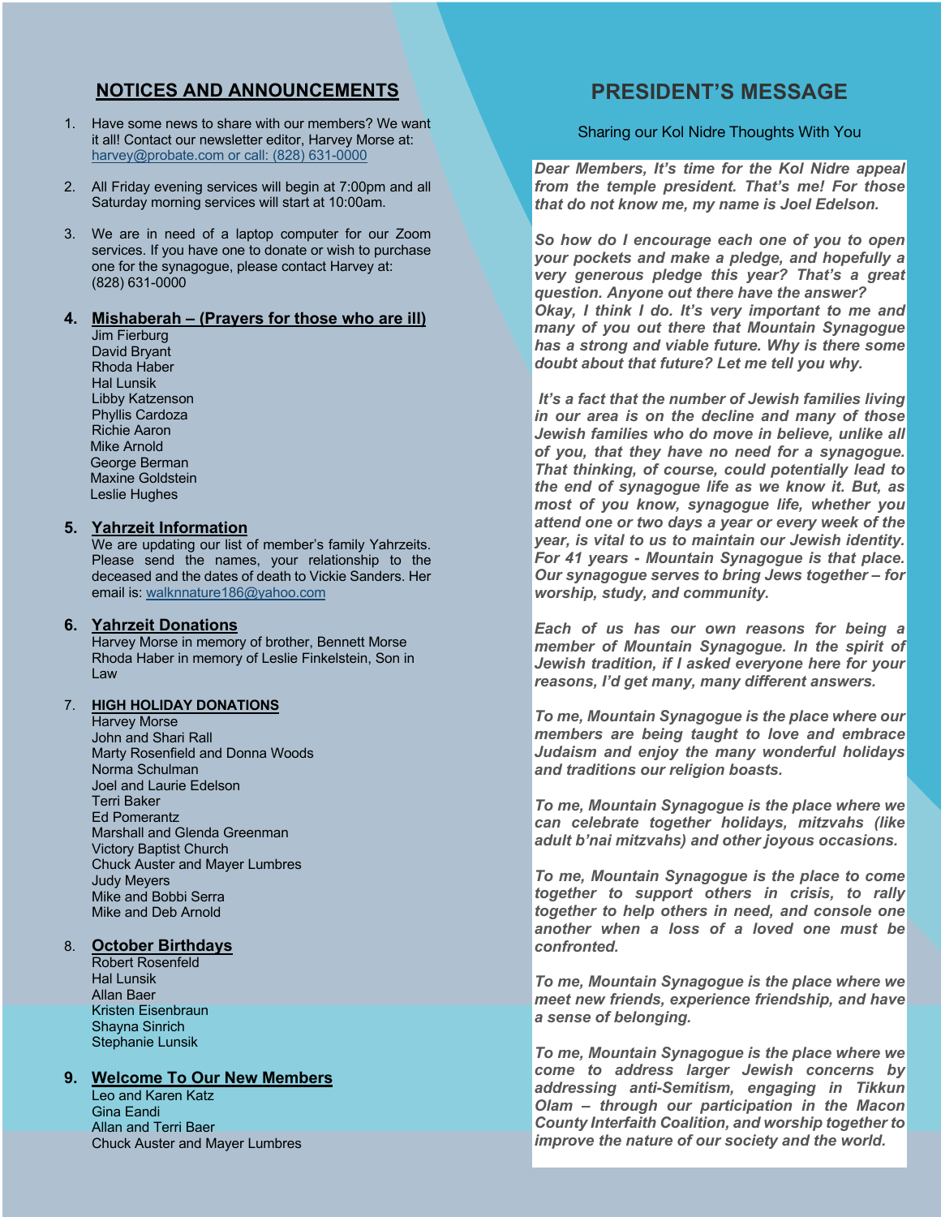## NOTICES AND ANNOUNCEMENTS

1. Have some news to share with our members? We want it all! Contact our newsletter editor, Harvey Morse at: harvey@probate.com or call: (828) 631-0000

2. All Friday evening services will begin at 7:00pm and all Saturday morning services will start at 10:00am.

3. We are in need of a laptop computer for our Zoom services. If you have one to donate or wish to purchase one for the synagogue, please contact Harvey at: (828) 631-0000

4. **Mishaberah – (Prayers for those who are ill)**
   Jim Fierburg
   David Bryant
   Rhoda Haber
   Hal Lunsik
   Libby Katzenson
   Phyllis Cardoza
   Richie Aaron
   Mike Arnold
   George Berman
   Maxine Goldstein
   Leslie Hughes

5. **Yahrzeit Information**
   We are updating our list of member's family Yahrzeits. Please send the names, your relationship to the deceased and the dates of death to Vickie Sanders. Her email is: walknnature186@yahoo.com

6. **Yahrzeit Donations**
   Harvey Morse in memory of brother, Bennett Morse
   Rhoda Haber in memory of Leslie Finkelstein, Son in Law

7. **HIGH HOLIDAY DONATIONS**
   Harvey Morse
   John and Shari Rall
   Marty Rosenfield and Donna Woods
   Norma Schulman
   Joel and Laurie Edelson
   Terri Baker
   Ed Pomerantz
   Marshall and Glenda Greenman
   Victory Baptist Church
   Chuck Auster and Mayer Lumbres
   Judy Meyers
   Mike and Bobbi Serra
   Mike and Deb Arnold

8. **October Birthdays**
   Robert Rosenfeld
   Hal Lunsik
   Allan Baer
   Kristen Eisenbraun
   Shayna Sinrich
   Stephanie Lunsik

9. **Welcome To Our New Members**
   Leo and Karen Katz
   Gina Eandi
   Allan and Terri Baer
   Chuck Auster and Mayer Lumbres

## PRESIDENT'S MESSAGE

Sharing our Kol Nidre Thoughts With You

***Dear Members, It's time for the Kol Nidre appeal from the temple president. That's me! For those that do not know me, my name is Joel Edelson.***

***So how do I encourage each one of you to open your pockets and make a pledge, and hopefully a very generous pledge this year? That's a great question. Anyone out there have the answer? Okay, I think I do. It's very important to me and many of you out there that Mountain Synagogue has a strong and viable future. Why is there some doubt about that future? Let me tell you why.***

***It's a fact that the number of Jewish families living in our area is on the decline and many of those Jewish families who do move in believe, unlike all of you, that they have no need for a synagogue. That thinking, of course, could potentially lead to the end of synagogue life as we know it. But, as most of you know, synagogue life, whether you attend one or two days a year or every week of the year, is vital to us to maintain our Jewish identity. For 41 years - Mountain Synagogue is that place. Our synagogue serves to bring Jews together – for worship, study, and community.***

***Each of us has our own reasons for being a member of Mountain Synagogue. In the spirit of Jewish tradition, if I asked everyone here for your reasons, I'd get many, many different answers.***

***To me, Mountain Synagogue is the place where our members are being taught to love and embrace Judaism and enjoy the many wonderful holidays and traditions our religion boasts.***

***To me, Mountain Synagogue is the place where we can celebrate together holidays, mitzvahs (like adult b'nai mitzvahs) and other joyous occasions.***

***To me, Mountain Synagogue is the place to come together to support others in crisis, to rally together to help others in need, and console one another when a loss of a loved one must be confronted.***

***To me, Mountain Synagogue is the place where we meet new friends, experience friendship, and have a sense of belonging.***

***To me, Mountain Synagogue is the place where we come to address larger Jewish concerns by addressing anti-Semitism, engaging in Tikkun Olam – through our participation in the Macon County Interfaith Coalition, and worship together to improve the nature of our society and the world.***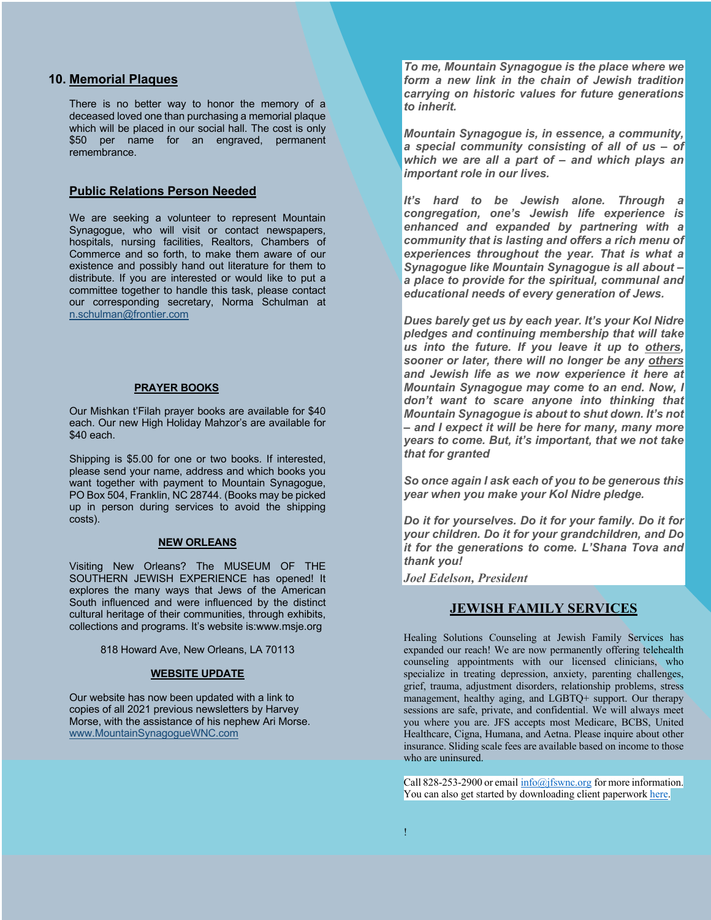## 10. Memorial Plaques

There is no better way to honor the memory of a deceased loved one than purchasing a memorial plaque which will be placed in our social hall. The cost is only $50 per name for an engraved, permanent remembrance.

## Public Relations Person Needed

We are seeking a volunteer to represent Mountain Synagogue, who will visit or contact newspapers, hospitals, nursing facilities, Realtors, Chambers of Commerce and so forth, to make them aware of our existence and possibly hand out literature for them to distribute. If you are interested or would like to put a committee together to handle this task, please contact our corresponding secretary, Norma Schulman at n.schulman@frontier.com

## PRAYER BOOKS

Our Mishkan t'Filah prayer books are available for $40 each. Our new High Holiday Mahzor's are available for $40 each.

Shipping is $5.00 for one or two books. If interested, please send your name, address and which books you want together with payment to Mountain Synagogue, PO Box 504, Franklin, NC 28744. (Books may be picked up in person during services to avoid the shipping costs).

## NEW ORLEANS

Visiting New Orleans? The MUSEUM OF THE SOUTHERN JEWISH EXPERIENCE has opened! It explores the many ways that Jews of the American South influenced and were influenced by the distinct cultural heritage of their communities, through exhibits, collections and programs. It's website is:www.msje.org

818 Howard Ave, New Orleans, LA 70113

## WEBSITE UPDATE

Our website has now been updated with a link to copies of all 2021 previous newsletters by Harvey Morse, with the assistance of his nephew Ari Morse. www.MountainSynagogueWNC.com

***To me, Mountain Synagogue is the place where we form a new link in the chain of Jewish tradition carrying on historic values for future generations to inherit.***

***Mountain Synagogue is, in essence, a community, a special community consisting of all of us – of which we are all a part of – and which plays an important role in our lives.***

***It's hard to be Jewish alone. Through a congregation, one's Jewish life experience is enhanced and expanded by partnering with a community that is lasting and offers a rich menu of experiences throughout the year. That is what a Synagogue like Mountain Synagogue is all about – a place to provide for the spiritual, communal and educational needs of every generation of Jews.***

***Dues barely get us by each year. It's your Kol Nidre pledges and continuing membership that will take us into the future. If you leave it up to <u>others</u>, sooner or later, there will no longer be any <u>others</u> and Jewish life as we now experience it here at Mountain Synagogue may come to an end. Now, I don't want to scare anyone into thinking that Mountain Synagogue is about to shut down. It's not – and I expect it will be here for many, many more years to come. But, it's important, that we not take that for granted***

***So once again I ask each of you to be generous this year when you make your Kol Nidre pledge.***

***Do it for yourselves. Do it for your family. Do it for your children. Do it for your grandchildren, and Do it for the generations to come. L'Shana Tova and thank you!***

***Joel Edelson, President***

## JEWISH FAMILY SERVICES

Healing Solutions Counseling at Jewish Family Services has expanded our reach! We are now permanently offering telehealth counseling appointments with our licensed clinicians, who specialize in treating depression, anxiety, parenting challenges, grief, trauma, adjustment disorders, relationship problems, stress management, healthy aging, and LGBTQ+ support. Our therapy sessions are safe, private, and confidential. We will always meet you where you are. JFS accepts most Medicare, BCBS, United Healthcare, Cigna, Humana, and Aetna. Please inquire about other insurance. Sliding scale fees are available based on income to those who are uninsured.

Call 828-253-2900 or email info@jfswnc.org for more information. You can also get started by downloading client paperwork here.

!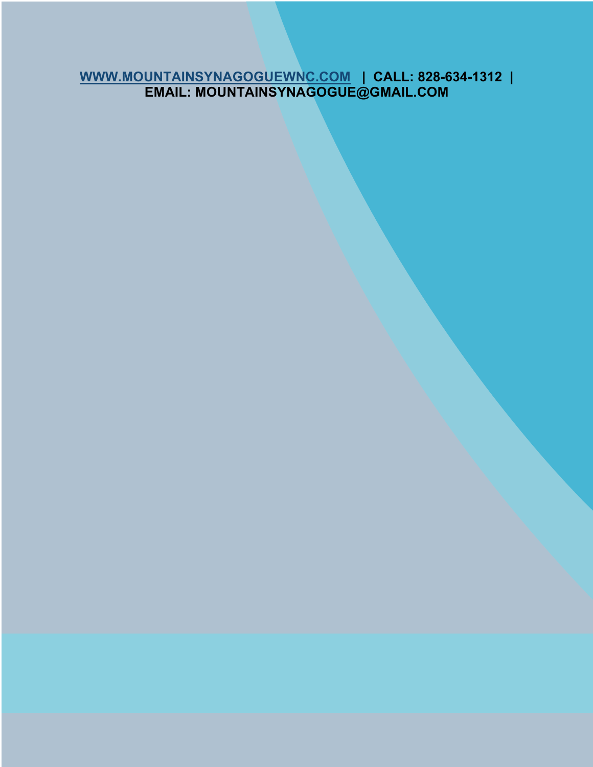**WWW.MOUNTAINSYNAGOGUEWNC.COM | CALL: 828-634-1312 | EMAIL: MOUNTAINSYNAGOGUE@GMAIL.COM**